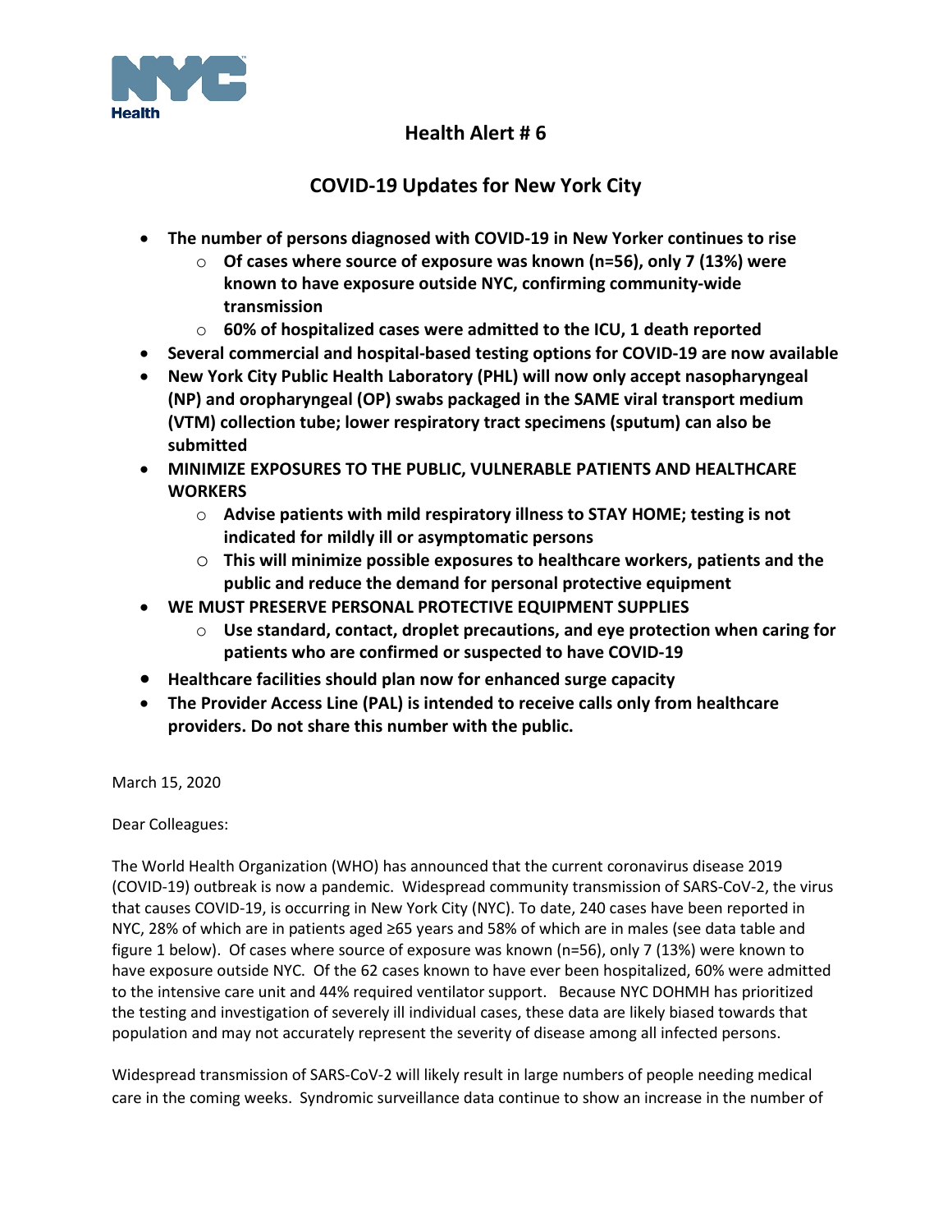NYC Health

# Health Alert # 6

## COVID-19 Updates for New York City

- **The number of persons diagnosed with COVID-19 in New Yorker continues to rise**
  - **Of cases where source of exposure was known (n=56), only 7 (13%) were known to have exposure outside NYC, confirming community-wide transmission**
  - **60% of hospitalized cases were admitted to the ICU, 1 death reported**
- **Several commercial and hospital-based testing options for COVID-19 are now available**
- **New York City Public Health Laboratory (PHL) will now only accept nasopharyngeal (NP) and oropharyngeal (OP) swabs packaged in the SAME viral transport medium (VTM) collection tube; lower respiratory tract specimens (sputum) can also be submitted**
- **MINIMIZE EXPOSURES TO THE PUBLIC, VULNERABLE PATIENTS AND HEALTHCARE WORKERS**
  - **Advise patients with mild respiratory illness to STAY HOME; testing is not indicated for mildly ill or asymptomatic persons**
  - **This will minimize possible exposures to healthcare workers, patients and the public and reduce the demand for personal protective equipment**
- **WE MUST PRESERVE PERSONAL PROTECTIVE EQUIPMENT SUPPLIES**
  - **Use standard, contact, droplet precautions, and eye protection when caring for patients who are confirmed or suspected to have COVID-19**
- **Healthcare facilities should plan now for enhanced surge capacity**
- **The Provider Access Line (PAL) is intended to receive calls only from healthcare providers. Do not share this number with the public.**

March 15, 2020

Dear Colleagues:

The World Health Organization (WHO) has announced that the current coronavirus disease 2019 (COVID-19) outbreak is now a pandemic. Widespread community transmission of SARS-CoV-2, the virus that causes COVID-19, is occurring in New York City (NYC). To date, 240 cases have been reported in NYC, 28% of which are in patients aged ≥65 years and 58% of which are in males (see data table and figure 1 below). Of cases where source of exposure was known (n=56), only 7 (13%) were known to have exposure outside NYC. Of the 62 cases known to have ever been hospitalized, 60% were admitted to the intensive care unit and 44% required ventilator support. Because NYC DOHMH has prioritized the testing and investigation of severely ill individual cases, these data are likely biased towards that population and may not accurately represent the severity of disease among all infected persons.

Widespread transmission of SARS-CoV-2 will likely result in large numbers of people needing medical care in the coming weeks. Syndromic surveillance data continue to show an increase in the number of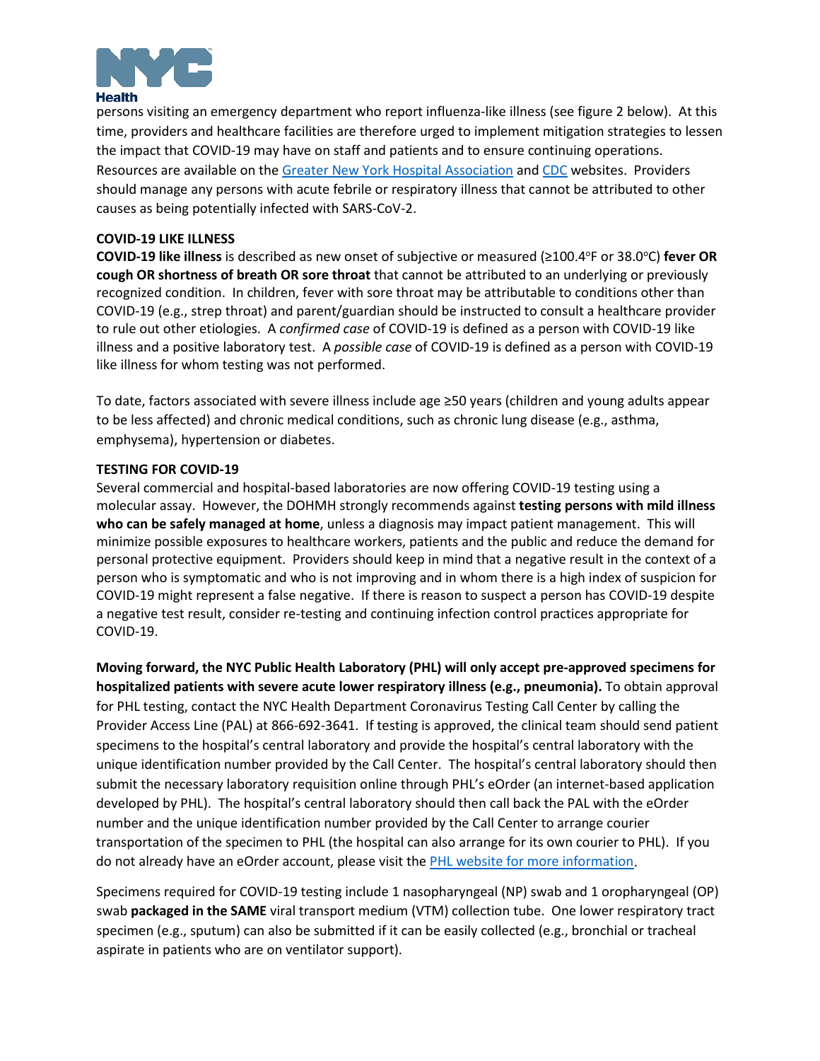persons visiting an emergency department who report influenza-like illness (see figure 2 below). At this time, providers and healthcare facilities are therefore urged to implement mitigation strategies to lessen the impact that COVID-19 may have on staff and patients and to ensure continuing operations. Resources are available on the Greater New York Hospital Association and CDC websites. Providers should manage any persons with acute febrile or respiratory illness that cannot be attributed to other causes as being potentially infected with SARS-CoV-2.

**COVID-19 LIKE ILLNESS**

**COVID-19 like illness** is described as new onset of subjective or measured (≥100.4°F or 38.0°C) **fever OR cough OR shortness of breath OR sore throat** that cannot be attributed to an underlying or previously recognized condition. In children, fever with sore throat may be attributable to conditions other than COVID-19 (e.g., strep throat) and parent/guardian should be instructed to consult a healthcare provider to rule out other etiologies. A *confirmed case* of COVID-19 is defined as a person with COVID-19 like illness and a positive laboratory test. A *possible case* of COVID-19 is defined as a person with COVID-19 like illness for whom testing was not performed.

To date, factors associated with severe illness include age ≥50 years (children and young adults appear to be less affected) and chronic medical conditions, such as chronic lung disease (e.g., asthma, emphysema), hypertension or diabetes.

**TESTING FOR COVID-19**

Several commercial and hospital-based laboratories are now offering COVID-19 testing using a molecular assay. However, the DOHMH strongly recommends against **testing persons with mild illness who can be safely managed at home**, unless a diagnosis may impact patient management. This will minimize possible exposures to healthcare workers, patients and the public and reduce the demand for personal protective equipment. Providers should keep in mind that a negative result in the context of a person who is symptomatic and who is not improving and in whom there is a high index of suspicion for COVID-19 might represent a false negative. If there is reason to suspect a person has COVID-19 despite a negative test result, consider re-testing and continuing infection control practices appropriate for COVID-19.

**Moving forward, the NYC Public Health Laboratory (PHL) will only accept pre-approved specimens for hospitalized patients with severe acute lower respiratory illness (e.g., pneumonia).** To obtain approval for PHL testing, contact the NYC Health Department Coronavirus Testing Call Center by calling the Provider Access Line (PAL) at 866-692-3641. If testing is approved, the clinical team should send patient specimens to the hospital's central laboratory and provide the hospital's central laboratory with the unique identification number provided by the Call Center. The hospital's central laboratory should then submit the necessary laboratory requisition online through PHL's eOrder (an internet-based application developed by PHL). The hospital's central laboratory should then call back the PAL with the eOrder number and the unique identification number provided by the Call Center to arrange courier transportation of the specimen to PHL (the hospital can also arrange for its own courier to PHL). If you do not already have an eOrder account, please visit the PHL website for more information.

Specimens required for COVID-19 testing include 1 nasopharyngeal (NP) swab and 1 oropharyngeal (OP) swab **packaged in the SAME** viral transport medium (VTM) collection tube. One lower respiratory tract specimen (e.g., sputum) can also be submitted if it can be easily collected (e.g., bronchial or tracheal aspirate in patients who are on ventilator support).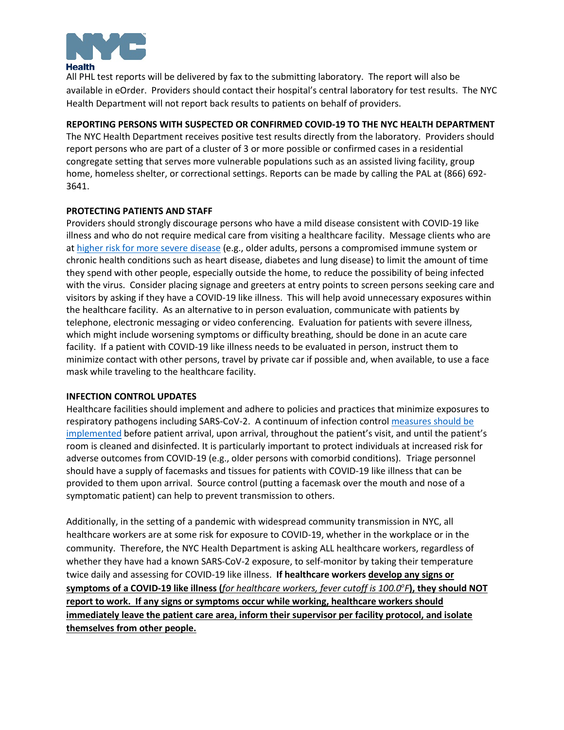All PHL test reports will be delivered by fax to the submitting laboratory. The report will also be available in eOrder. Providers should contact their hospital's central laboratory for test results. The NYC Health Department will not report back results to patients on behalf of providers.

## REPORTING PERSONS WITH SUSPECTED OR CONFIRMED COVID-19 TO THE NYC HEALTH DEPARTMENT

The NYC Health Department receives positive test results directly from the laboratory. Providers should report persons who are part of a cluster of 3 or more possible or confirmed cases in a residential congregate setting that serves more vulnerable populations such as an assisted living facility, group home, homeless shelter, or correctional settings. Reports can be made by calling the PAL at (866) 692-3641.

## PROTECTING PATIENTS AND STAFF

Providers should strongly discourage persons who have a mild disease consistent with COVID-19 like illness and who do not require medical care from visiting a healthcare facility. Message clients who are at higher risk for more severe disease (e.g., older adults, persons a compromised immune system or chronic health conditions such as heart disease, diabetes and lung disease) to limit the amount of time they spend with other people, especially outside the home, to reduce the possibility of being infected with the virus. Consider placing signage and greeters at entry points to screen persons seeking care and visitors by asking if they have a COVID-19 like illness. This will help avoid unnecessary exposures within the healthcare facility. As an alternative to in person evaluation, communicate with patients by telephone, electronic messaging or video conferencing. Evaluation for patients with severe illness, which might include worsening symptoms or difficulty breathing, should be done in an acute care facility. If a patient with COVID-19 like illness needs to be evaluated in person, instruct them to minimize contact with other persons, travel by private car if possible and, when available, to use a face mask while traveling to the healthcare facility.

## INFECTION CONTROL UPDATES

Healthcare facilities should implement and adhere to policies and practices that minimize exposures to respiratory pathogens including SARS-CoV-2. A continuum of infection control measures should be implemented before patient arrival, upon arrival, throughout the patient's visit, and until the patient's room is cleaned and disinfected. It is particularly important to protect individuals at increased risk for adverse outcomes from COVID-19 (e.g., older persons with comorbid conditions). Triage personnel should have a supply of facemasks and tissues for patients with COVID-19 like illness that can be provided to them upon arrival. Source control (putting a facemask over the mouth and nose of a symptomatic patient) can help to prevent transmission to others.

Additionally, in the setting of a pandemic with widespread community transmission in NYC, all healthcare workers are at some risk for exposure to COVID-19, whether in the workplace or in the community. Therefore, the NYC Health Department is asking ALL healthcare workers, regardless of whether they have had a known SARS-CoV-2 exposure, to self-monitor by taking their temperature twice daily and assessing for COVID-19 like illness. **If healthcare workers develop any signs or symptoms of a COVID-19 like illness (*for healthcare workers, fever cutoff is 100.0°F*), they should NOT report to work. If any signs or symptoms occur while working, healthcare workers should immediately leave the patient care area, inform their supervisor per facility protocol, and isolate themselves from other people.**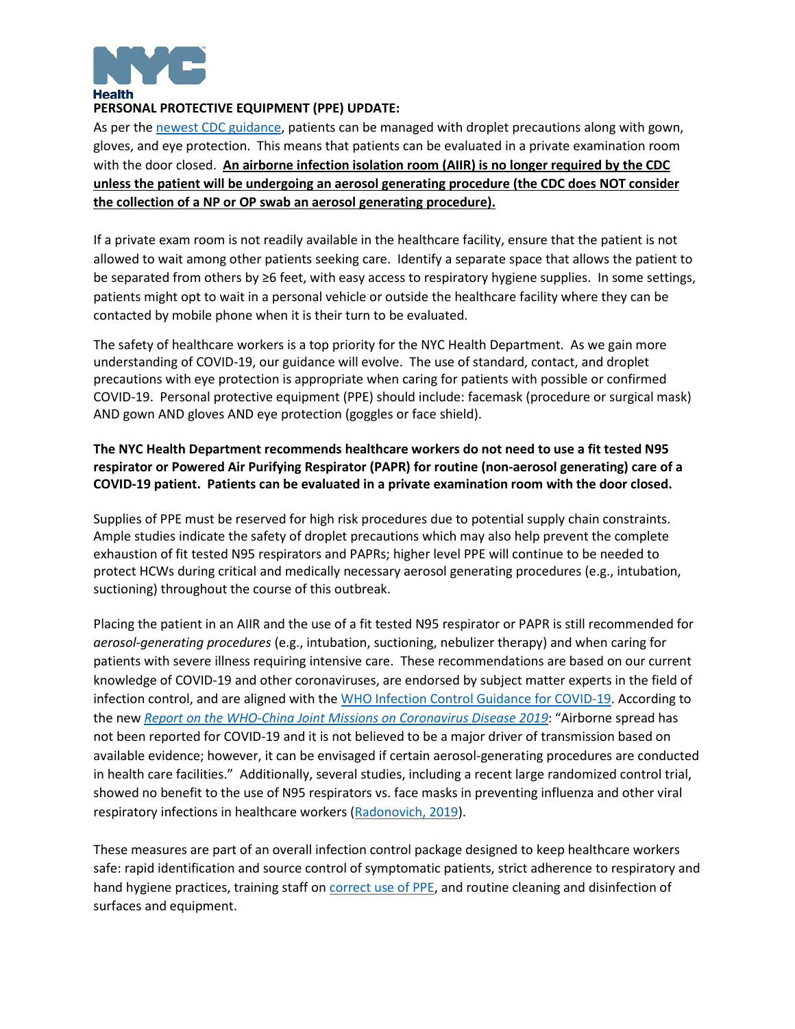**PERSONAL PROTECTIVE EQUIPMENT (PPE) UPDATE:**

As per the newest CDC guidance, patients can be managed with droplet precautions along with gown, gloves, and eye protection. This means that patients can be evaluated in a private examination room with the door closed. **An airborne infection isolation room (AIIR) is no longer required by the CDC unless the patient will be undergoing an aerosol generating procedure (the CDC does NOT consider the collection of a NP or OP swab an aerosol generating procedure).**

If a private exam room is not readily available in the healthcare facility, ensure that the patient is not allowed to wait among other patients seeking care. Identify a separate space that allows the patient to be separated from others by ≥6 feet, with easy access to respiratory hygiene supplies. In some settings, patients might opt to wait in a personal vehicle or outside the healthcare facility where they can be contacted by mobile phone when it is their turn to be evaluated.

The safety of healthcare workers is a top priority for the NYC Health Department. As we gain more understanding of COVID-19, our guidance will evolve. The use of standard, contact, and droplet precautions with eye protection is appropriate when caring for patients with possible or confirmed COVID-19. Personal protective equipment (PPE) should include: facemask (procedure or surgical mask) AND gown AND gloves AND eye protection (goggles or face shield).

**The NYC Health Department recommends healthcare workers do not need to use a fit tested N95 respirator or Powered Air Purifying Respirator (PAPR) for routine (non-aerosol generating) care of a COVID-19 patient. Patients can be evaluated in a private examination room with the door closed.**

Supplies of PPE must be reserved for high risk procedures due to potential supply chain constraints. Ample studies indicate the safety of droplet precautions which may also help prevent the complete exhaustion of fit tested N95 respirators and PAPRs; higher level PPE will continue to be needed to protect HCWs during critical and medically necessary aerosol generating procedures (e.g., intubation, suctioning) throughout the course of this outbreak.

Placing the patient in an AIIR and the use of a fit tested N95 respirator or PAPR is still recommended for *aerosol-generating procedures* (e.g., intubation, suctioning, nebulizer therapy) and when caring for patients with severe illness requiring intensive care. These recommendations are based on our current knowledge of COVID-19 and other coronaviruses, are endorsed by subject matter experts in the field of infection control, and are aligned with the WHO Infection Control Guidance for COVID-19. According to the new *Report on the WHO-China Joint Missions on Coronavirus Disease 2019*: "Airborne spread has not been reported for COVID-19 and it is not believed to be a major driver of transmission based on available evidence; however, it can be envisaged if certain aerosol-generating procedures are conducted in health care facilities." Additionally, several studies, including a recent large randomized control trial, showed no benefit to the use of N95 respirators vs. face masks in preventing influenza and other viral respiratory infections in healthcare workers (Radonovich, 2019).

These measures are part of an overall infection control package designed to keep healthcare workers safe: rapid identification and source control of symptomatic patients, strict adherence to respiratory and hand hygiene practices, training staff on correct use of PPE, and routine cleaning and disinfection of surfaces and equipment.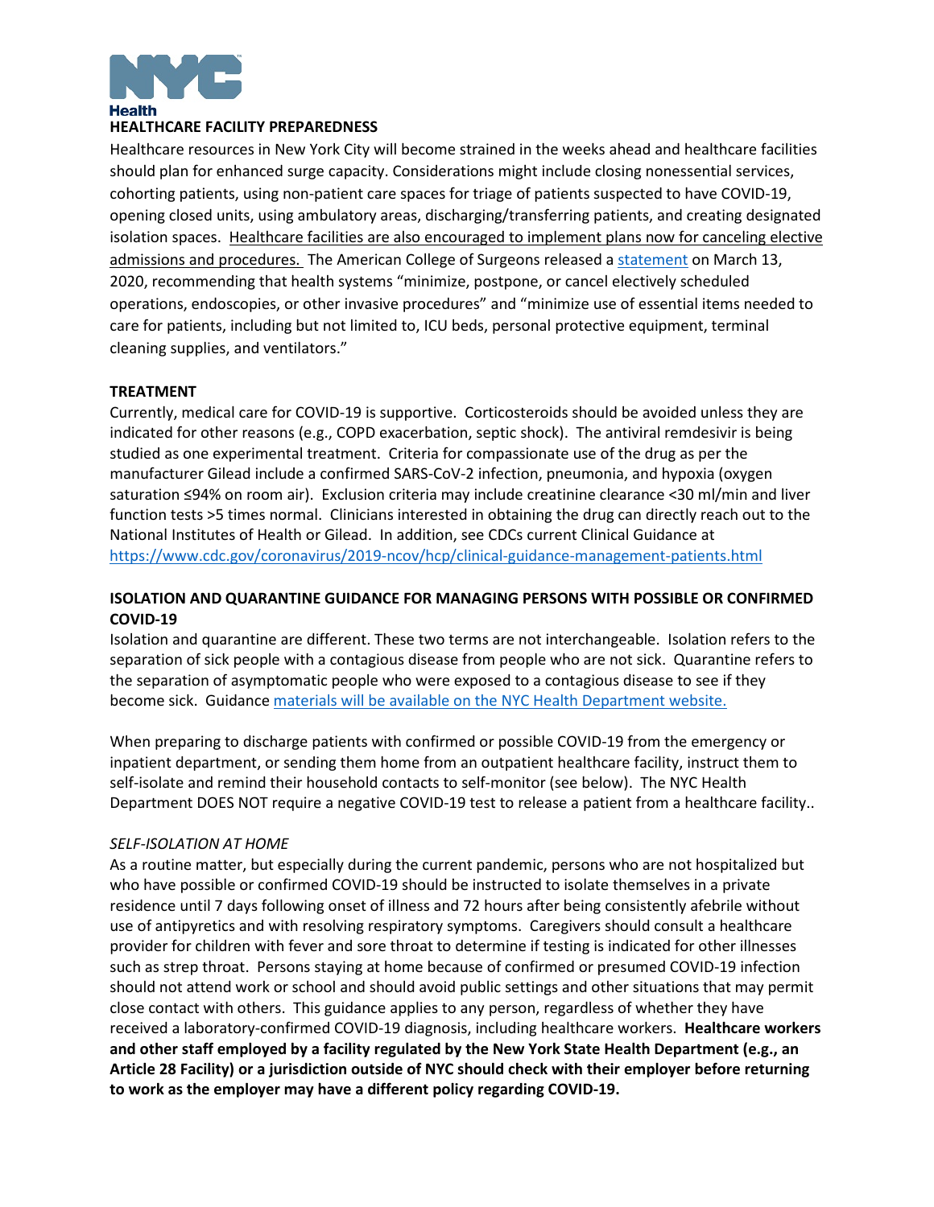## HEALTHCARE FACILITY PREPAREDNESS

Healthcare resources in New York City will become strained in the weeks ahead and healthcare facilities should plan for enhanced surge capacity. Considerations might include closing nonessential services, cohorting patients, using non-patient care spaces for triage of patients suspected to have COVID-19, opening closed units, using ambulatory areas, discharging/transferring patients, and creating designated isolation spaces. Healthcare facilities are also encouraged to implement plans now for canceling elective admissions and procedures. The American College of Surgeons released a statement on March 13, 2020, recommending that health systems "minimize, postpone, or cancel electively scheduled operations, endoscopies, or other invasive procedures" and "minimize use of essential items needed to care for patients, including but not limited to, ICU beds, personal protective equipment, terminal cleaning supplies, and ventilators."

## TREATMENT

Currently, medical care for COVID-19 is supportive. Corticosteroids should be avoided unless they are indicated for other reasons (e.g., COPD exacerbation, septic shock). The antiviral remdesivir is being studied as one experimental treatment. Criteria for compassionate use of the drug as per the manufacturer Gilead include a confirmed SARS-CoV-2 infection, pneumonia, and hypoxia (oxygen saturation ≤94% on room air). Exclusion criteria may include creatinine clearance <30 ml/min and liver function tests >5 times normal. Clinicians interested in obtaining the drug can directly reach out to the National Institutes of Health or Gilead. In addition, see CDCs current Clinical Guidance at https://www.cdc.gov/coronavirus/2019-ncov/hcp/clinical-guidance-management-patients.html

## ISOLATION AND QUARANTINE GUIDANCE FOR MANAGING PERSONS WITH POSSIBLE OR CONFIRMED COVID-19

Isolation and quarantine are different. These two terms are not interchangeable. Isolation refers to the separation of sick people with a contagious disease from people who are not sick. Quarantine refers to the separation of asymptomatic people who were exposed to a contagious disease to see if they become sick. Guidance materials will be available on the NYC Health Department website.

When preparing to discharge patients with confirmed or possible COVID-19 from the emergency or inpatient department, or sending them home from an outpatient healthcare facility, instruct them to self-isolate and remind their household contacts to self-monitor (see below). The NYC Health Department DOES NOT require a negative COVID-19 test to release a patient from a healthcare facility..

### *SELF-ISOLATION AT HOME*

As a routine matter, but especially during the current pandemic, persons who are not hospitalized but who have possible or confirmed COVID-19 should be instructed to isolate themselves in a private residence until 7 days following onset of illness and 72 hours after being consistently afebrile without use of antipyretics and with resolving respiratory symptoms. Caregivers should consult a healthcare provider for children with fever and sore throat to determine if testing is indicated for other illnesses such as strep throat. Persons staying at home because of confirmed or presumed COVID-19 infection should not attend work or school and should avoid public settings and other situations that may permit close contact with others. This guidance applies to any person, regardless of whether they have received a laboratory-confirmed COVID-19 diagnosis, including healthcare workers. **Healthcare workers and other staff employed by a facility regulated by the New York State Health Department (e.g., an Article 28 Facility) or a jurisdiction outside of NYC should check with their employer before returning to work as the employer may have a different policy regarding COVID-19.**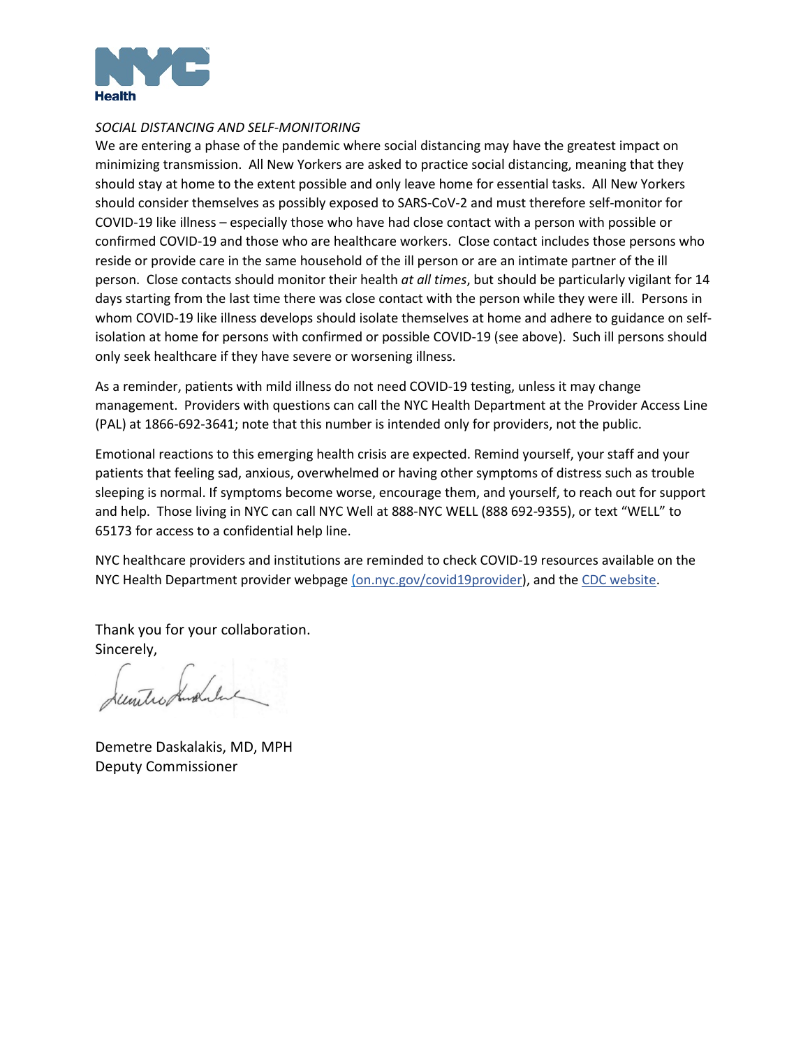*SOCIAL DISTANCING AND SELF-MONITORING*

We are entering a phase of the pandemic where social distancing may have the greatest impact on minimizing transmission. All New Yorkers are asked to practice social distancing, meaning that they should stay at home to the extent possible and only leave home for essential tasks. All New Yorkers should consider themselves as possibly exposed to SARS-CoV-2 and must therefore self-monitor for COVID-19 like illness – especially those who have had close contact with a person with possible or confirmed COVID-19 and those who are healthcare workers. Close contact includes those persons who reside or provide care in the same household of the ill person or are an intimate partner of the ill person. Close contacts should monitor their health *at all times*, but should be particularly vigilant for 14 days starting from the last time there was close contact with the person while they were ill. Persons in whom COVID-19 like illness develops should isolate themselves at home and adhere to guidance on self-isolation at home for persons with confirmed or possible COVID-19 (see above). Such ill persons should only seek healthcare if they have severe or worsening illness.

As a reminder, patients with mild illness do not need COVID-19 testing, unless it may change management. Providers with questions can call the NYC Health Department at the Provider Access Line (PAL) at 1866-692-3641; note that this number is intended only for providers, not the public.

Emotional reactions to this emerging health crisis are expected. Remind yourself, your staff and your patients that feeling sad, anxious, overwhelmed or having other symptoms of distress such as trouble sleeping is normal. If symptoms become worse, encourage them, and yourself, to reach out for support and help. Those living in NYC can call NYC Well at 888-NYC WELL (888 692-9355), or text "WELL" to 65173 for access to a confidential help line.

NYC healthcare providers and institutions are reminded to check COVID-19 resources available on the NYC Health Department provider webpage (on.nyc.gov/covid19provider), and the CDC website.

Thank you for your collaboration.
Sincerely,

Demetre Daskalakis, MD, MPH
Deputy Commissioner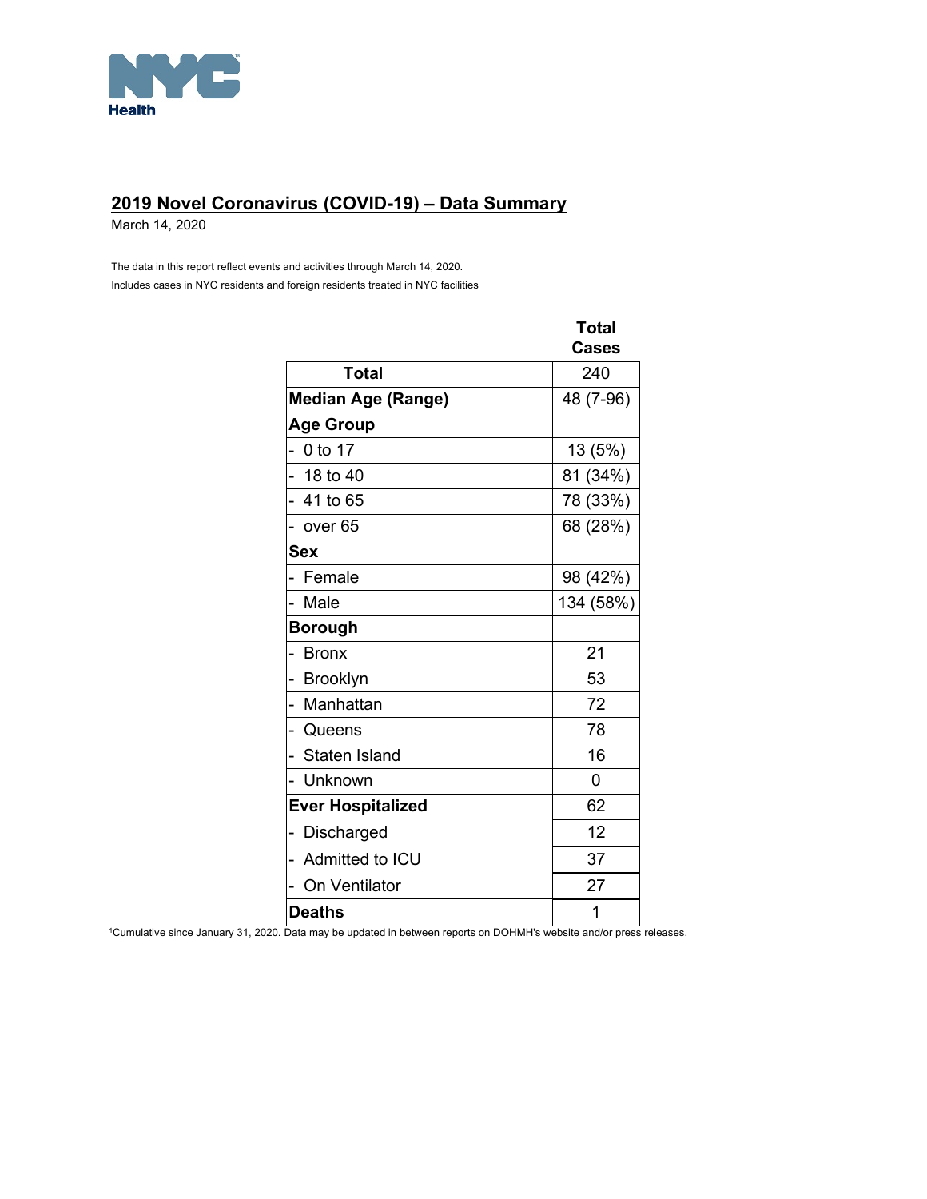NYC Health

## 2019 Novel Coronavirus (COVID-19) – Data Summary

March 14, 2020

The data in this report reflect events and activities through March 14, 2020.
Includes cases in NYC residents and foreign residents treated in NYC facilities

| | Total Cases |
|---|---|
| **Total** | 240 |
| **Median Age (Range)** | 48 (7-96) |
| **Age Group** | |
| - 0 to 17 | 13 (5%) |
| - 18 to 40 | 81 (34%) |
| - 41 to 65 | 78 (33%) |
| - over 65 | 68 (28%) |
| **Sex** | |
| - Female | 98 (42%) |
| - Male | 134 (58%) |
| **Borough** | |
| - Bronx | 21 |
| - Brooklyn | 53 |
| - Manhattan | 72 |
| - Queens | 78 |
| - Staten Island | 16 |
| - Unknown | 0 |
| **Ever Hospitalized** | 62 |
| - Discharged | 12 |
| - Admitted to ICU | 37 |
| - On Ventilator | 27 |
| **Deaths** | 1 |

[1]Cumulative since January 31, 2020. Data may be updated in between reports on DOHMH's website and/or press releases.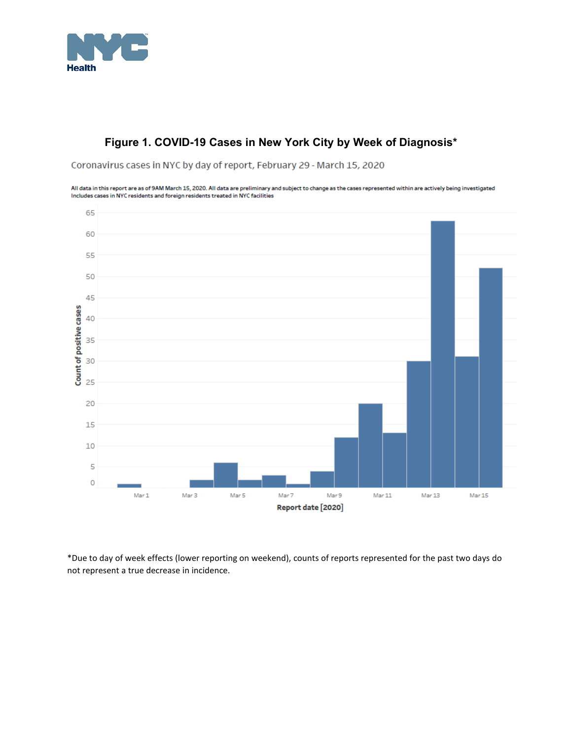## Figure 1. COVID-19 Cases in New York City by Week of Diagnosis*

Coronavirus cases in NYC by day of report, February 29 - March 15, 2020

All data in this report are as of 9AM March 15, 2020. All data are preliminary and subject to change as the cases represented within are actively being investigated
Includes cases in NYC residents and foreign residents treated in NYC facilities

*Due to day of week effects (lower reporting on weekend), counts of reports represented for the past two days do not represent a true decrease in incidence.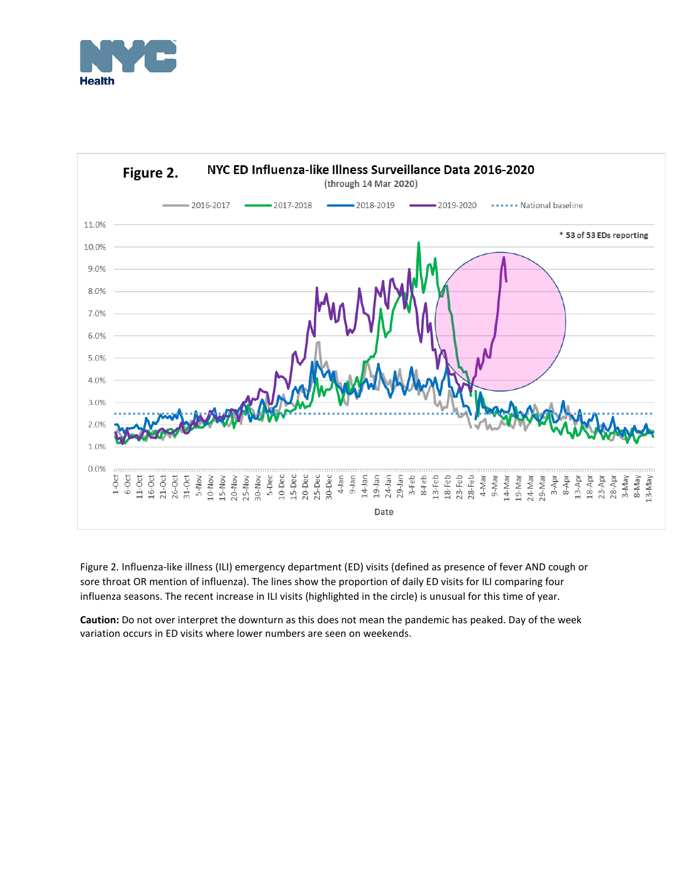NYC Health

**Figure 2.** NYC ED Influenza-like Illness Surveillance Data 2016-2020
(through 14 Mar 2020)

2016-2017
2017-2018
2018-2019
2019-2020
National baseline

\* 53 of 53 EDs reporting

11.0%
10.0%
9.0%
8.0%
7.0%
6.0%
5.0%
4.0%
3.0%
2.0%
1.0%
0.0%

1-Oct 6-Oct 11-Oct 16-Oct 21-Oct 26-Oct 31-Oct 5-Nov 10-Nov 15-Nov 20-Nov 25-Nov 30-Nov 5-Dec 10-Dec 15-Dec 20-Dec 25-Dec 30-Dec 4-Jan 9-Jan 14-Jan 19-Jan 24-Jan 29-Jan 3-Feb 8-Feb 13-Feb 18-Feb 23-Feb 28-Feb 4-Mar 9-Mar 14-Mar 19-Mar 24-Mar 29-Mar 3-Apr 8-Apr 13-Apr 18-Apr 23-Apr 28-Apr 3-May 8-May 13-May

Date

Figure 2. Influenza-like illness (ILI) emergency department (ED) visits (defined as presence of fever AND cough or sore throat OR mention of influenza). The lines show the proportion of daily ED visits for ILI comparing four influenza seasons. The recent increase in ILI visits (highlighted in the circle) is unusual for this time of year.

**Caution:** Do not over interpret the downturn as this does not mean the pandemic has peaked. Day of the week variation occurs in ED visits where lower numbers are seen on weekends.